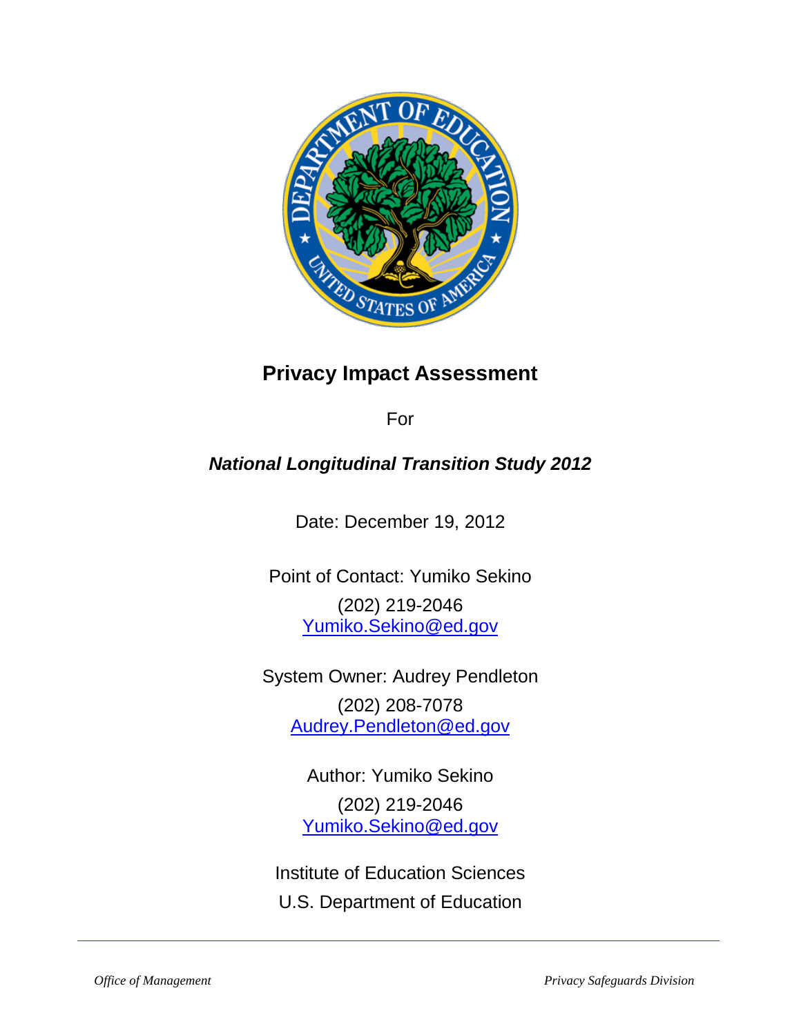# Privacy Impact Assessment

For

## *National Longitudinal Transition Study 2012*

Date: December 19, 2012

Point of Contact: Yumiko Sekino

(202) 219-2046

Yumiko.Sekino@ed.gov

System Owner: Audrey Pendleton

(202) 208-7078

Audrey.Pendleton@ed.gov

Author: Yumiko Sekino

(202) 219-2046

Yumiko.Sekino@ed.gov

Institute of Education Sciences

U.S. Department of Education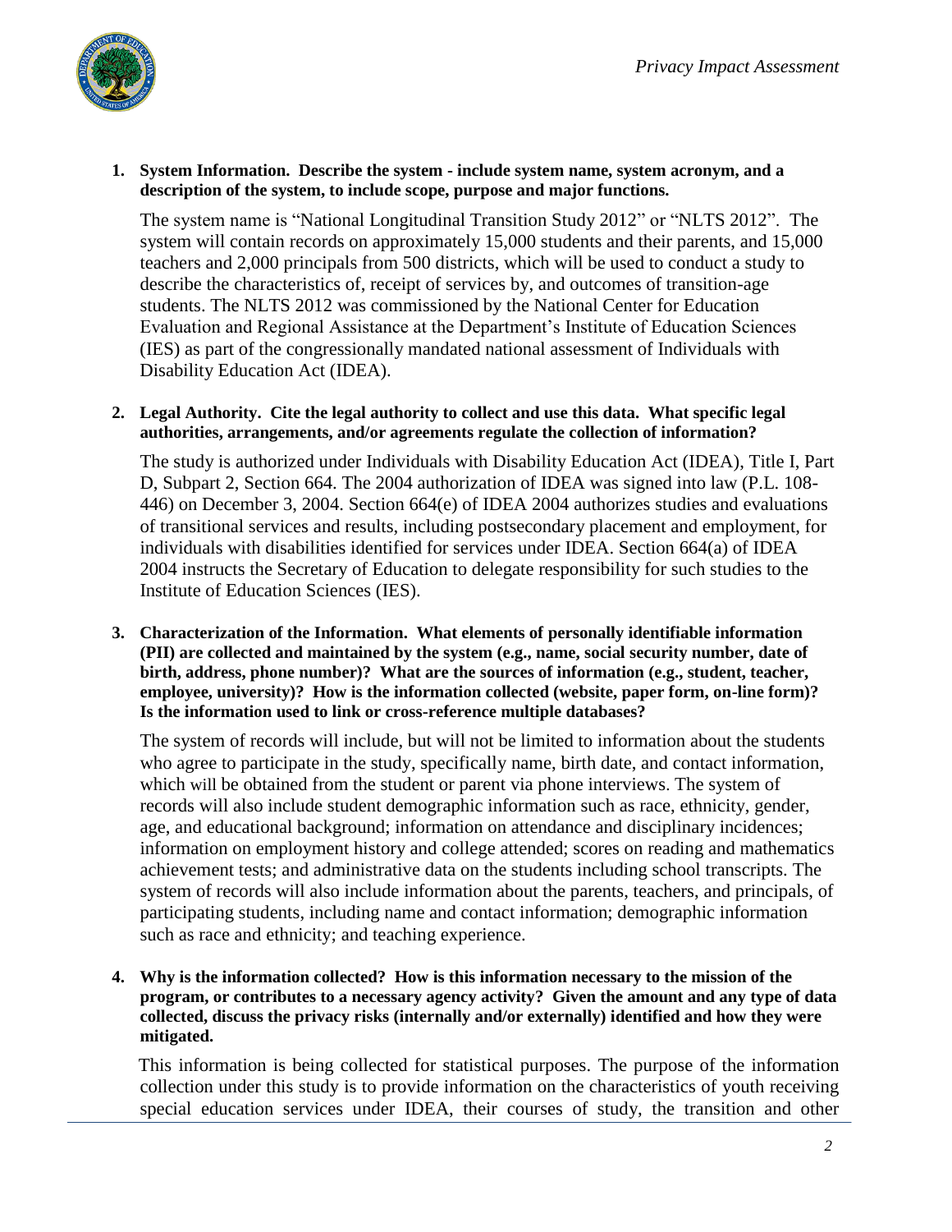1. **System Information. Describe the system - include system name, system acronym, and a description of the system, to include scope, purpose and major functions.**

   The system name is "National Longitudinal Transition Study 2012" or "NLTS 2012". The system will contain records on approximately 15,000 students and their parents, and 15,000 teachers and 2,000 principals from 500 districts, which will be used to conduct a study to describe the characteristics of, receipt of services by, and outcomes of transition-age students. The NLTS 2012 was commissioned by the National Center for Education Evaluation and Regional Assistance at the Department's Institute of Education Sciences (IES) as part of the congressionally mandated national assessment of Individuals with Disability Education Act (IDEA).

2. **Legal Authority. Cite the legal authority to collect and use this data. What specific legal authorities, arrangements, and/or agreements regulate the collection of information?**

   The study is authorized under Individuals with Disability Education Act (IDEA), Title I, Part D, Subpart 2, Section 664. The 2004 authorization of IDEA was signed into law (P.L. 108-446) on December 3, 2004. Section 664(e) of IDEA 2004 authorizes studies and evaluations of transitional services and results, including postsecondary placement and employment, for individuals with disabilities identified for services under IDEA. Section 664(a) of IDEA 2004 instructs the Secretary of Education to delegate responsibility for such studies to the Institute of Education Sciences (IES).

3. **Characterization of the Information. What elements of personally identifiable information (PII) are collected and maintained by the system (e.g., name, social security number, date of birth, address, phone number)? What are the sources of information (e.g., student, teacher, employee, university)? How is the information collected (website, paper form, on-line form)? Is the information used to link or cross-reference multiple databases?**

   The system of records will include, but will not be limited to information about the students who agree to participate in the study, specifically name, birth date, and contact information, which will be obtained from the student or parent via phone interviews. The system of records will also include student demographic information such as race, ethnicity, gender, age, and educational background; information on attendance and disciplinary incidences; information on employment history and college attended; scores on reading and mathematics achievement tests; and administrative data on the students including school transcripts. The system of records will also include information about the parents, teachers, and principals, of participating students, including name and contact information; demographic information such as race and ethnicity; and teaching experience.

4. **Why is the information collected? How is this information necessary to the mission of the program, or contributes to a necessary agency activity? Given the amount and any type of data collected, discuss the privacy risks (internally and/or externally) identified and how they were mitigated.**

   This information is being collected for statistical purposes. The purpose of the information collection under this study is to provide information on the characteristics of youth receiving special education services under IDEA, their courses of study, the transition and other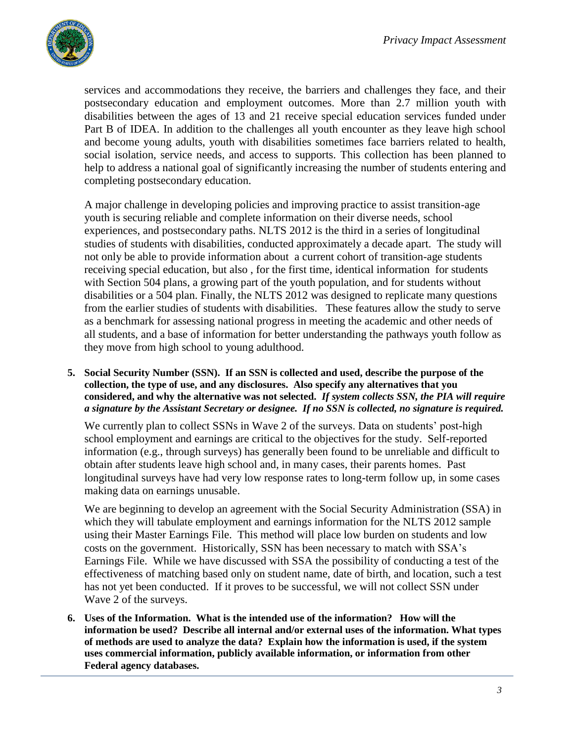services and accommodations they receive, the barriers and challenges they face, and their postsecondary education and employment outcomes. More than 2.7 million youth with disabilities between the ages of 13 and 21 receive special education services funded under Part B of IDEA. In addition to the challenges all youth encounter as they leave high school and become young adults, youth with disabilities sometimes face barriers related to health, social isolation, service needs, and access to supports. This collection has been planned to help to address a national goal of significantly increasing the number of students entering and completing postsecondary education.

A major challenge in developing policies and improving practice to assist transition-age youth is securing reliable and complete information on their diverse needs, school experiences, and postsecondary paths. NLTS 2012 is the third in a series of longitudinal studies of students with disabilities, conducted approximately a decade apart. The study will not only be able to provide information about a current cohort of transition-age students receiving special education, but also , for the first time, identical information for students with Section 504 plans, a growing part of the youth population, and for students without disabilities or a 504 plan. Finally, the NLTS 2012 was designed to replicate many questions from the earlier studies of students with disabilities. These features allow the study to serve as a benchmark for assessing national progress in meeting the academic and other needs of all students, and a base of information for better understanding the pathways youth follow as they move from high school to young adulthood.

5. **Social Security Number (SSN). If an SSN is collected and used, describe the purpose of the collection, the type of use, and any disclosures. Also specify any alternatives that you considered, and why the alternative was not selected.** ***If system collects SSN, the PIA will require a signature by the Assistant Secretary or designee. If no SSN is collected, no signature is required.***

   We currently plan to collect SSNs in Wave 2 of the surveys. Data on students' post-high school employment and earnings are critical to the objectives for the study. Self-reported information (e.g., through surveys) has generally been found to be unreliable and difficult to obtain after students leave high school and, in many cases, their parents homes. Past longitudinal surveys have had very low response rates to long-term follow up, in some cases making data on earnings unusable.

   We are beginning to develop an agreement with the Social Security Administration (SSA) in which they will tabulate employment and earnings information for the NLTS 2012 sample using their Master Earnings File. This method will place low burden on students and low costs on the government. Historically, SSN has been necessary to match with SSA's Earnings File. While we have discussed with SSA the possibility of conducting a test of the effectiveness of matching based only on student name, date of birth, and location, such a test has not yet been conducted. If it proves to be successful, we will not collect SSN under Wave 2 of the surveys.

6. **Uses of the Information. What is the intended use of the information? How will the information be used? Describe all internal and/or external uses of the information. What types of methods are used to analyze the data? Explain how the information is used, if the system uses commercial information, publicly available information, or information from other Federal agency databases.**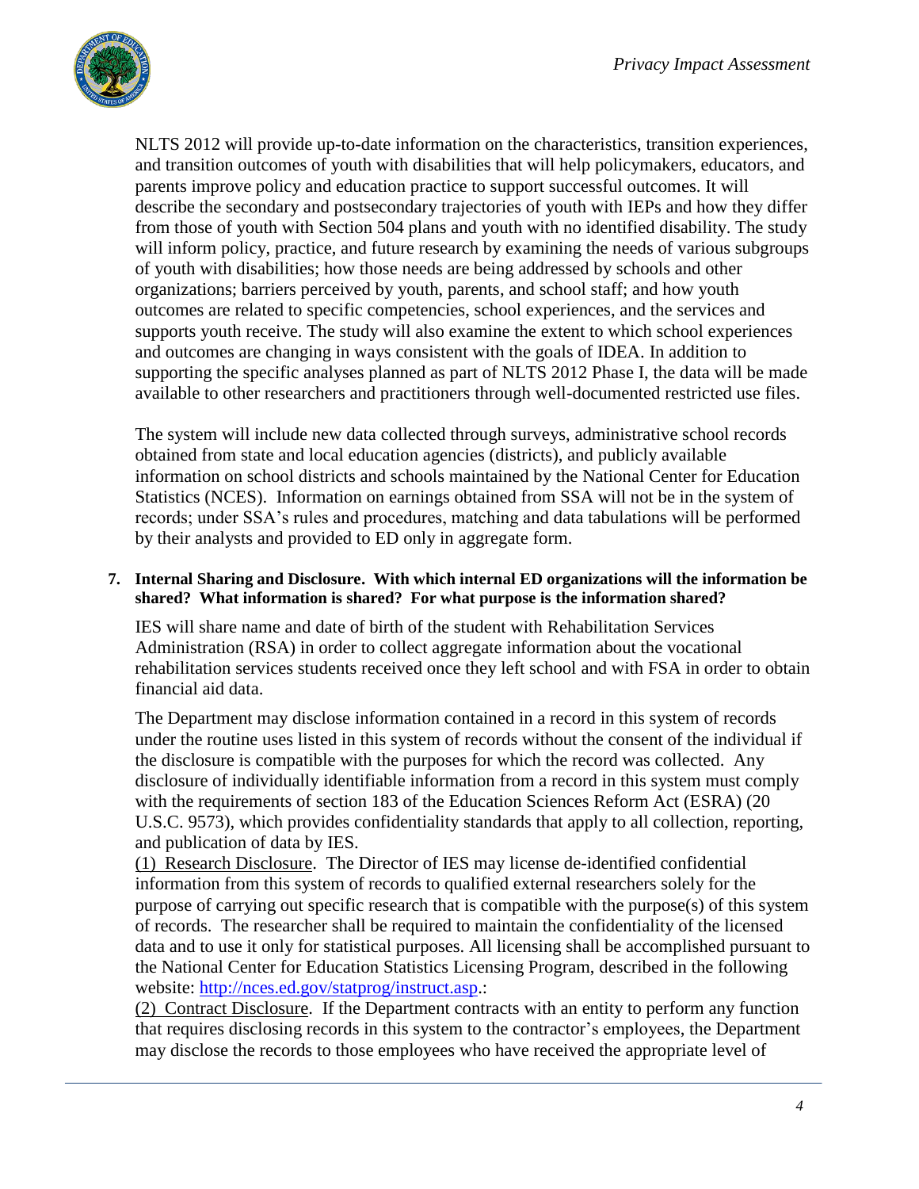NLTS 2012 will provide up-to-date information on the characteristics, transition experiences, and transition outcomes of youth with disabilities that will help policymakers, educators, and parents improve policy and education practice to support successful outcomes. It will describe the secondary and postsecondary trajectories of youth with IEPs and how they differ from those of youth with Section 504 plans and youth with no identified disability. The study will inform policy, practice, and future research by examining the needs of various subgroups of youth with disabilities; how those needs are being addressed by schools and other organizations; barriers perceived by youth, parents, and school staff; and how youth outcomes are related to specific competencies, school experiences, and the services and supports youth receive. The study will also examine the extent to which school experiences and outcomes are changing in ways consistent with the goals of IDEA. In addition to supporting the specific analyses planned as part of NLTS 2012 Phase I, the data will be made available to other researchers and practitioners through well-documented restricted use files.

The system will include new data collected through surveys, administrative school records obtained from state and local education agencies (districts), and publicly available information on school districts and schools maintained by the National Center for Education Statistics (NCES). Information on earnings obtained from SSA will not be in the system of records; under SSA's rules and procedures, matching and data tabulations will be performed by their analysts and provided to ED only in aggregate form.

**7. Internal Sharing and Disclosure. With which internal ED organizations will the information be shared? What information is shared? For what purpose is the information shared?**

IES will share name and date of birth of the student with Rehabilitation Services Administration (RSA) in order to collect aggregate information about the vocational rehabilitation services students received once they left school and with FSA in order to obtain financial aid data.

The Department may disclose information contained in a record in this system of records under the routine uses listed in this system of records without the consent of the individual if the disclosure is compatible with the purposes for which the record was collected. Any disclosure of individually identifiable information from a record in this system must comply with the requirements of section 183 of the Education Sciences Reform Act (ESRA) (20 U.S.C. 9573), which provides confidentiality standards that apply to all collection, reporting, and publication of data by IES.

(1) Research Disclosure. The Director of IES may license de-identified confidential information from this system of records to qualified external researchers solely for the purpose of carrying out specific research that is compatible with the purpose(s) of this system of records. The researcher shall be required to maintain the confidentiality of the licensed data and to use it only for statistical purposes. All licensing shall be accomplished pursuant to the National Center for Education Statistics Licensing Program, described in the following website: http://nces.ed.gov/statprog/instruct.asp.:

(2) Contract Disclosure. If the Department contracts with an entity to perform any function that requires disclosing records in this system to the contractor's employees, the Department may disclose the records to those employees who have received the appropriate level of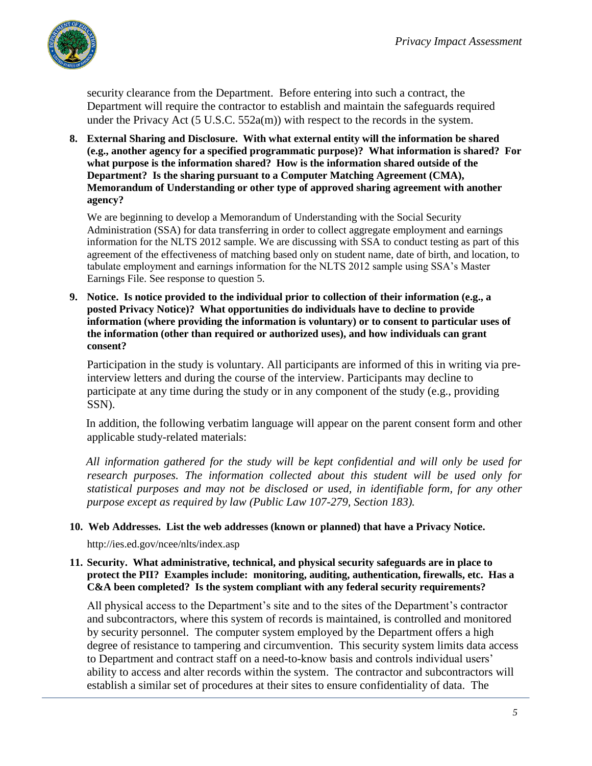security clearance from the Department. Before entering into such a contract, the Department will require the contractor to establish and maintain the safeguards required under the Privacy Act (5 U.S.C. 552a(m)) with respect to the records in the system.

8. **External Sharing and Disclosure. With what external entity will the information be shared (e.g., another agency for a specified programmatic purpose)? What information is shared? For what purpose is the information shared? How is the information shared outside of the Department? Is the sharing pursuant to a Computer Matching Agreement (CMA), Memorandum of Understanding or other type of approved sharing agreement with another agency?**

   We are beginning to develop a Memorandum of Understanding with the Social Security Administration (SSA) for data transferring in order to collect aggregate employment and earnings information for the NLTS 2012 sample. We are discussing with SSA to conduct testing as part of this agreement of the effectiveness of matching based only on student name, date of birth, and location, to tabulate employment and earnings information for the NLTS 2012 sample using SSA's Master Earnings File. See response to question 5.

9. **Notice. Is notice provided to the individual prior to collection of their information (e.g., a posted Privacy Notice)? What opportunities do individuals have to decline to provide information (where providing the information is voluntary) or to consent to particular uses of the information (other than required or authorized uses), and how individuals can grant consent?**

   Participation in the study is voluntary. All participants are informed of this in writing via pre-interview letters and during the course of the interview. Participants may decline to participate at any time during the study or in any component of the study (e.g., providing SSN).

   In addition, the following verbatim language will appear on the parent consent form and other applicable study-related materials:

   *All information gathered for the study will be kept confidential and will only be used for research purposes. The information collected about this student will be used only for statistical purposes and may not be disclosed or used, in identifiable form, for any other purpose except as required by law (Public Law 107-279, Section 183).*

10. **Web Addresses. List the web addresses (known or planned) that have a Privacy Notice.**

    http://ies.ed.gov/ncee/nlts/index.asp

11. **Security. What administrative, technical, and physical security safeguards are in place to protect the PII? Examples include: monitoring, auditing, authentication, firewalls, etc. Has a C&A been completed? Is the system compliant with any federal security requirements?**

    All physical access to the Department's site and to the sites of the Department's contractor and subcontractors, where this system of records is maintained, is controlled and monitored by security personnel. The computer system employed by the Department offers a high degree of resistance to tampering and circumvention. This security system limits data access to Department and contract staff on a need-to-know basis and controls individual users' ability to access and alter records within the system. The contractor and subcontractors will establish a similar set of procedures at their sites to ensure confidentiality of data. The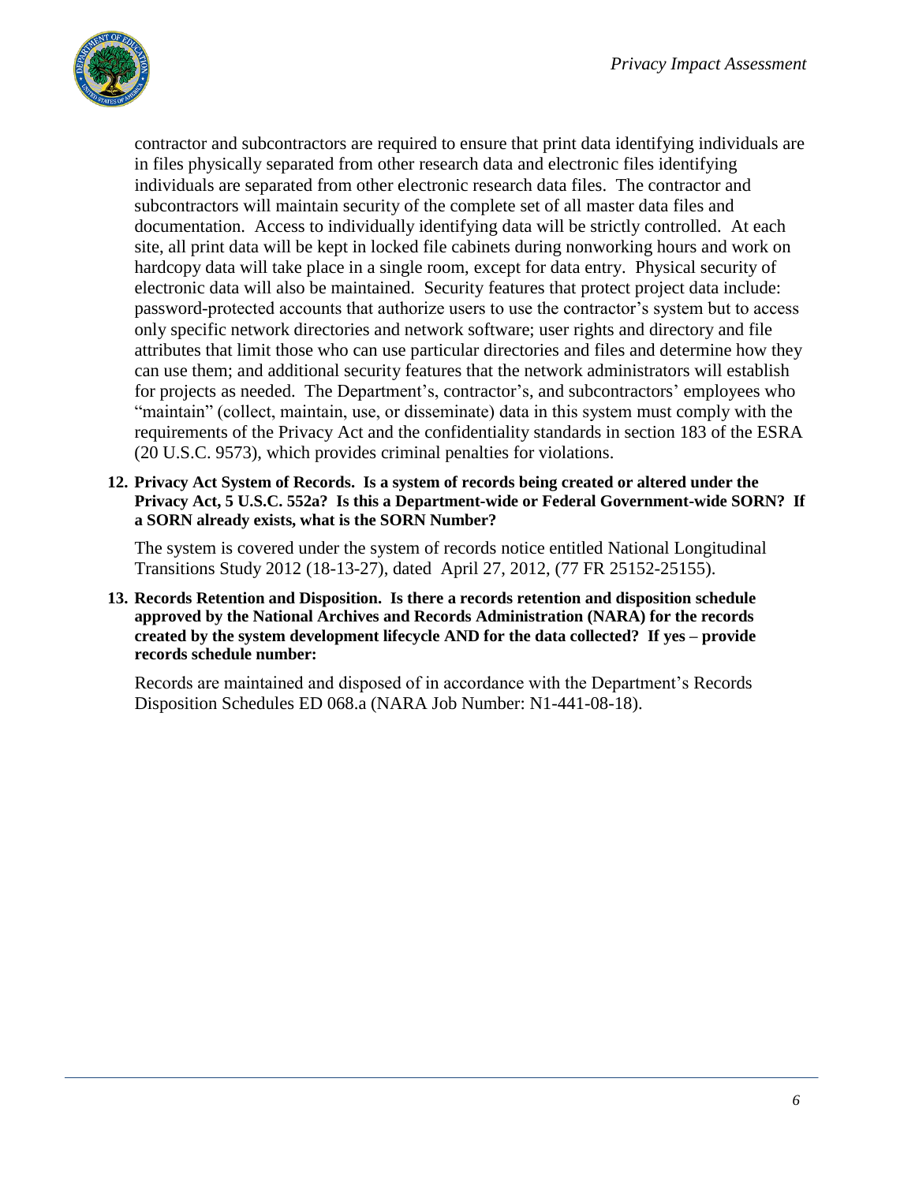contractor and subcontractors are required to ensure that print data identifying individuals are in files physically separated from other research data and electronic files identifying individuals are separated from other electronic research data files. The contractor and subcontractors will maintain security of the complete set of all master data files and documentation. Access to individually identifying data will be strictly controlled. At each site, all print data will be kept in locked file cabinets during nonworking hours and work on hardcopy data will take place in a single room, except for data entry. Physical security of electronic data will also be maintained. Security features that protect project data include: password-protected accounts that authorize users to use the contractor's system but to access only specific network directories and network software; user rights and directory and file attributes that limit those who can use particular directories and files and determine how they can use them; and additional security features that the network administrators will establish for projects as needed. The Department's, contractor's, and subcontractors' employees who "maintain" (collect, maintain, use, or disseminate) data in this system must comply with the requirements of the Privacy Act and the confidentiality standards in section 183 of the ESRA (20 U.S.C. 9573), which provides criminal penalties for violations.

**12. Privacy Act System of Records. Is a system of records being created or altered under the Privacy Act, 5 U.S.C. 552a? Is this a Department-wide or Federal Government-wide SORN? If a SORN already exists, what is the SORN Number?**

The system is covered under the system of records notice entitled National Longitudinal Transitions Study 2012 (18-13-27), dated April 27, 2012, (77 FR 25152-25155).

**13. Records Retention and Disposition. Is there a records retention and disposition schedule approved by the National Archives and Records Administration (NARA) for the records created by the system development lifecycle AND for the data collected? If yes – provide records schedule number:**

Records are maintained and disposed of in accordance with the Department's Records Disposition Schedules ED 068.a (NARA Job Number: N1-441-08-18).